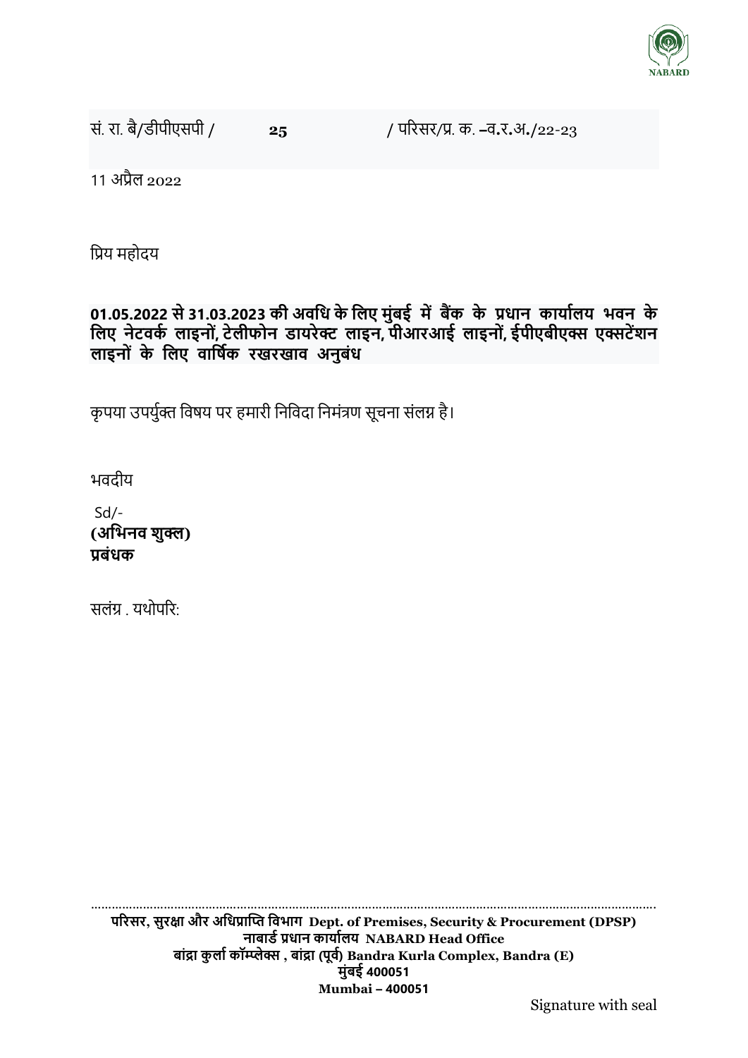सं. रा. बै/डीपीएसपी / **25** / परिसर/प्र. क. –व.र.अ./22-23

11 अप्रैल 2022

प्रिय महोदय

**01.05.2022 से 31.03.2023 की अवधि के लिए मुंबई में बैंक के प्रधान कार्यालय भवन के लिए नेटवर्क लाइनों, टेलीफोन डायरेक्ट लाइन, पीआरआई लाइनों, ईपीएबीएक्स एक्सटेंशन लाइनों के लिए वार्षिक रखरखाव अनुबंध**

कृपया उपर्युक्त विषय पर हमारी निविदा निमंत्रण सूचना संलग्न है।

भवदीय

Sd/-
**(अभिनव शुक्ल)**
**प्रबंधक**

सलंग्र . यथोपरि:

**परिसर, सुरक्षा और अधिप्राप्ति विभाग Dept. of Premises, Security & Procurement (DPSP)**
**नाबार्ड प्रधान कार्यालय NABARD Head Office**
**बांद्रा कुर्ला कॉम्प्लेक्स , बांद्रा (पूर्व) Bandra Kurla Complex, Bandra (E)**
**मुंबई 400051**
**Mumbai – 400051**

Signature with seal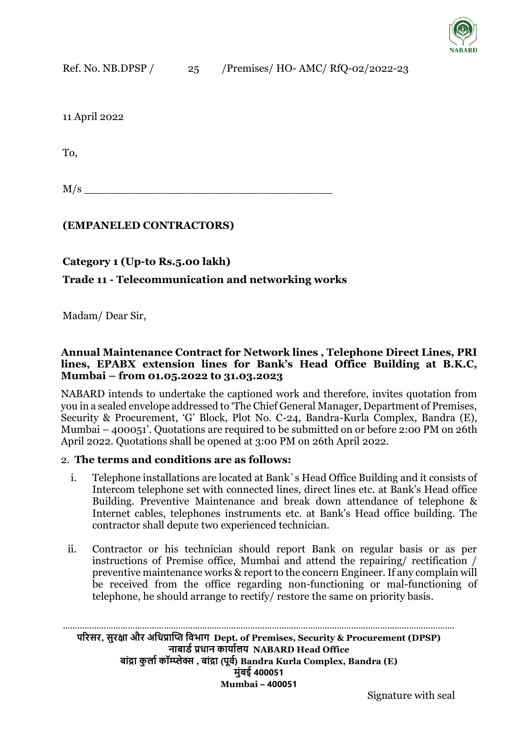Ref. No. NB.DPSP / 25 /Premises/ HO- AMC/ RfQ-02/2022-23

11 April 2022

To,

M/s \_\_\_\_\_\_\_\_\_\_\_\_\_\_\_\_\_\_\_\_\_\_\_\_\_\_\_\_\_\_\_\_\_\_\_\_\_\_

**(EMPANELED CONTRACTORS)**

**Category 1 (Up-to Rs.5.00 lakh)**

**Trade 11 - Telecommunication and networking works**

Madam/ Dear Sir,

**Annual Maintenance Contract for Network lines , Telephone Direct Lines, PRI lines, EPABX extension lines for Bank's Head Office Building at B.K.C, Mumbai – from 01.05.2022 to 31.03.2023**

NABARD intends to undertake the captioned work and therefore, invites quotation from you in a sealed envelope addressed to 'The Chief General Manager, Department of Premises, Security & Procurement, 'G' Block, Plot No. C-24, Bandra-Kurla Complex, Bandra (E), Mumbai – 400051'. Quotations are required to be submitted on or before 2:00 PM on 26th April 2022. Quotations shall be opened at 3:00 PM on 26th April 2022.

2. **The terms and conditions are as follows:**

i. Telephone installations are located at Bank`s Head Office Building and it consists of Intercom telephone set with connected lines, direct lines etc. at Bank's Head office Building. Preventive Maintenance and break down attendance of telephone & Internet cables, telephones instruments etc. at Bank's Head office building. The contractor shall depute two experienced technician.

ii. Contractor or his technician should report Bank on regular basis or as per instructions of Premise office, Mumbai and attend the repairing/ rectification / preventive maintenance works & report to the concern Engineer. If any complain will be received from the office regarding non-functioning or mal-functioning of telephone, he should arrange to rectify/ restore the same on priority basis.

Signature with seal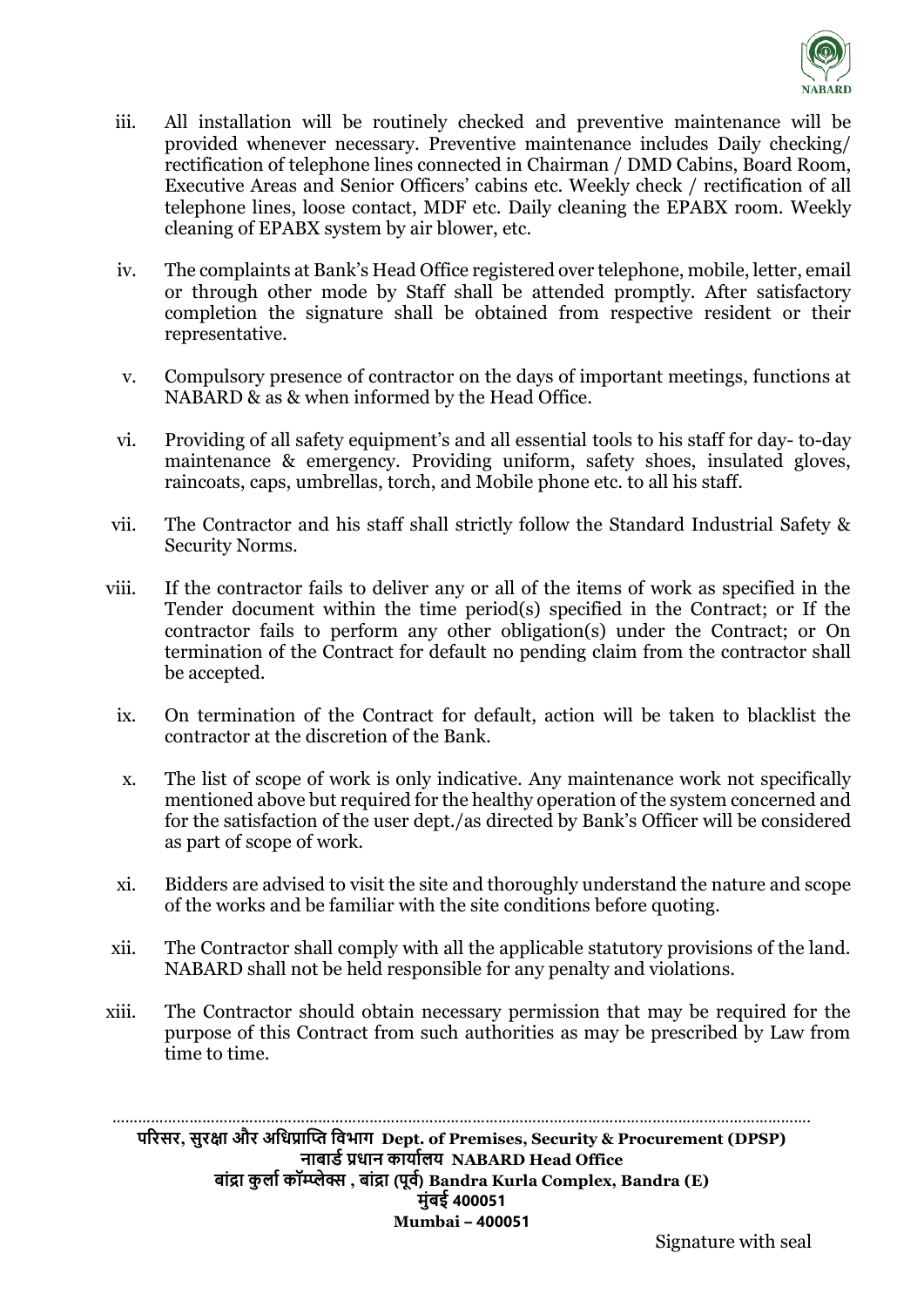iii. All installation will be routinely checked and preventive maintenance will be provided whenever necessary. Preventive maintenance includes Daily checking/ rectification of telephone lines connected in Chairman / DMD Cabins, Board Room, Executive Areas and Senior Officers' cabins etc. Weekly check / rectification of all telephone lines, loose contact, MDF etc. Daily cleaning the EPABX room. Weekly cleaning of EPABX system by air blower, etc.

iv. The complaints at Bank's Head Office registered over telephone, mobile, letter, email or through other mode by Staff shall be attended promptly. After satisfactory completion the signature shall be obtained from respective resident or their representative.

v. Compulsory presence of contractor on the days of important meetings, functions at NABARD & as & when informed by the Head Office.

vi. Providing of all safety equipment's and all essential tools to his staff for day- to-day maintenance & emergency. Providing uniform, safety shoes, insulated gloves, raincoats, caps, umbrellas, torch, and Mobile phone etc. to all his staff.

vii. The Contractor and his staff shall strictly follow the Standard Industrial Safety & Security Norms.

viii. If the contractor fails to deliver any or all of the items of work as specified in the Tender document within the time period(s) specified in the Contract; or If the contractor fails to perform any other obligation(s) under the Contract; or On termination of the Contract for default no pending claim from the contractor shall be accepted.

ix. On termination of the Contract for default, action will be taken to blacklist the contractor at the discretion of the Bank.

x. The list of scope of work is only indicative. Any maintenance work not specifically mentioned above but required for the healthy operation of the system concerned and for the satisfaction of the user dept./as directed by Bank's Officer will be considered as part of scope of work.

xi. Bidders are advised to visit the site and thoroughly understand the nature and scope of the works and be familiar with the site conditions before quoting.

xii. The Contractor shall comply with all the applicable statutory provisions of the land. NABARD shall not be held responsible for any penalty and violations.

xiii. The Contractor should obtain necessary permission that may be required for the purpose of this Contract from such authorities as may be prescribed by Law from time to time.

Signature with seal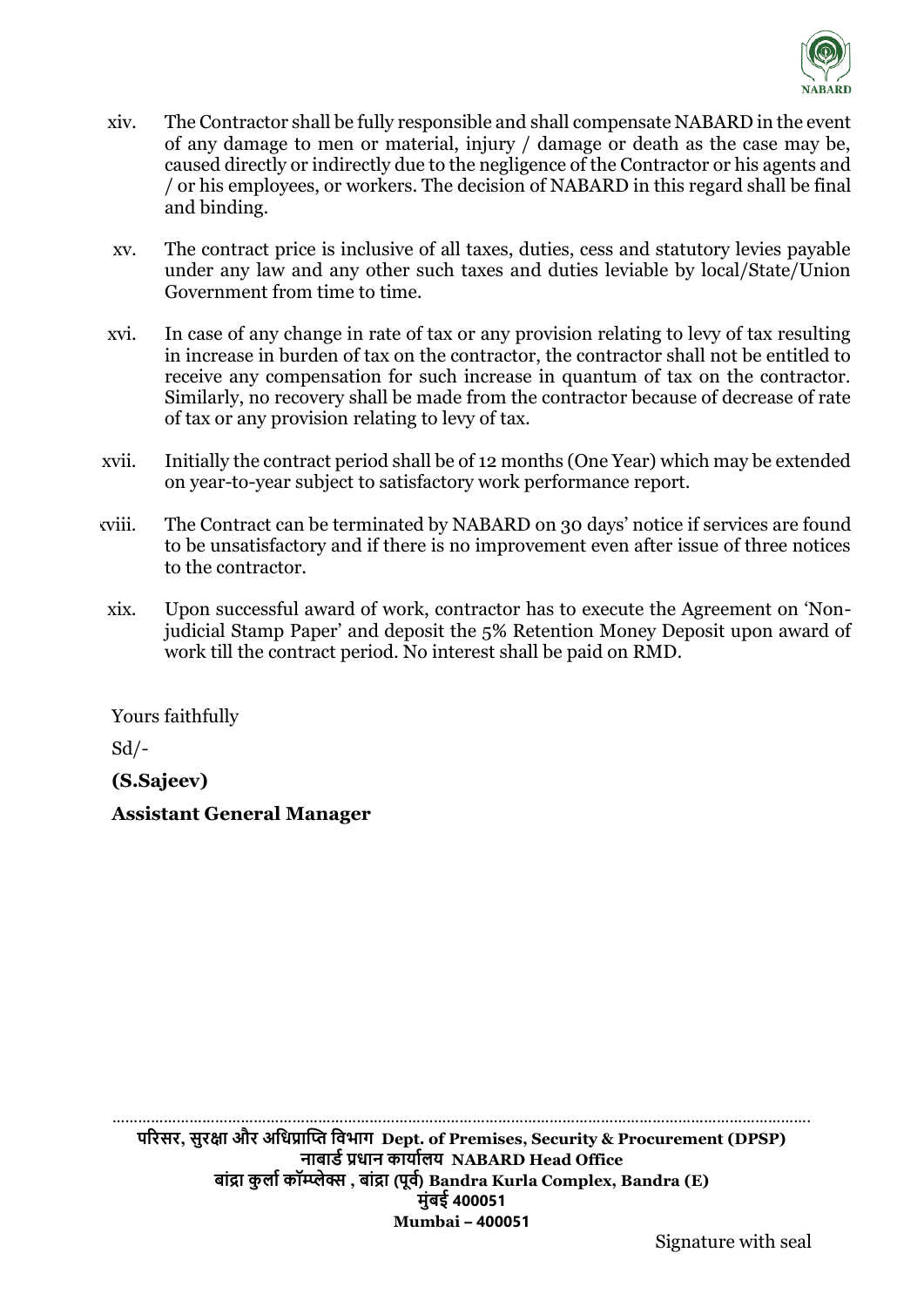xiv. The Contractor shall be fully responsible and shall compensate NABARD in the event of any damage to men or material, injury / damage or death as the case may be, caused directly or indirectly due to the negligence of the Contractor or his agents and / or his employees, or workers. The decision of NABARD in this regard shall be final and binding.

xv. The contract price is inclusive of all taxes, duties, cess and statutory levies payable under any law and any other such taxes and duties leviable by local/State/Union Government from time to time.

xvi. In case of any change in rate of tax or any provision relating to levy of tax resulting in increase in burden of tax on the contractor, the contractor shall not be entitled to receive any compensation for such increase in quantum of tax on the contractor. Similarly, no recovery shall be made from the contractor because of decrease of rate of tax or any provision relating to levy of tax.

xvii. Initially the contract period shall be of 12 months (One Year) which may be extended on year-to-year subject to satisfactory work performance report.

xviii. The Contract can be terminated by NABARD on 30 days' notice if services are found to be unsatisfactory and if there is no improvement even after issue of three notices to the contractor.

xix. Upon successful award of work, contractor has to execute the Agreement on 'Non-judicial Stamp Paper' and deposit the 5% Retention Money Deposit upon award of work till the contract period. No interest shall be paid on RMD.

Yours faithfully

Sd/-

**(S.Sajeev)**

**Assistant General Manager**

**परिसर, सुरक्षा और अधिप्राप्ति विभाग Dept. of Premises, Security & Procurement (DPSP)**
**नाबार्ड प्रधान कार्यालय NABARD Head Office**
**बांद्रा कुर्ला कॉम्प्लेक्स , बांद्रा (पूर्व) Bandra Kurla Complex, Bandra (E)**
**मुंबई 400051**
**Mumbai – 400051**

Signature with seal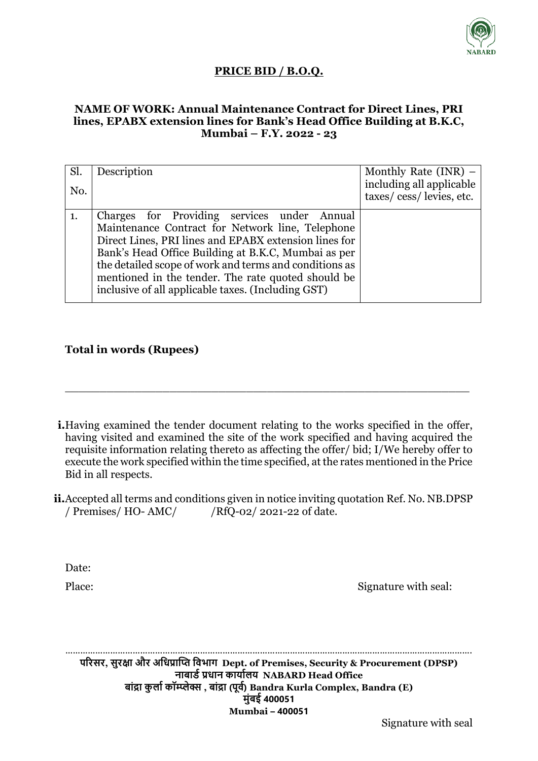## PRICE BID / B.O.Q.

### NAME OF WORK: Annual Maintenance Contract for Direct Lines, PRI lines, EPABX extension lines for Bank's Head Office Building at B.K.C, Mumbai – F.Y. 2022 - 23

| Sl. No. | Description | Monthly Rate (INR) – including all applicable taxes/ cess/ levies, etc. |
|---|---|---|
| 1. | Charges for Providing services under Annual Maintenance Contract for Network line, Telephone Direct Lines, PRI lines and EPABX extension lines for Bank's Head Office Building at B.K.C, Mumbai as per the detailed scope of work and terms and conditions as mentioned in the tender. The rate quoted should be inclusive of all applicable taxes. (Including GST) | |

**Total in words (Rupees)**

\_\_\_\_\_\_\_\_\_\_\_\_\_\_\_\_\_\_\_\_\_\_\_\_\_\_\_\_\_\_\_\_\_\_\_\_\_\_\_\_\_\_\_\_\_\_\_\_\_\_\_\_\_\_\_\_

**i.** Having examined the tender document relating to the works specified in the offer, having visited and examined the site of the work specified and having acquired the requisite information relating thereto as affecting the offer/ bid; I/We hereby offer to execute the work specified within the time specified, at the rates mentioned in the Price Bid in all respects.

**ii.** Accepted all terms and conditions given in notice inviting quotation Ref. No. NB.DPSP / Premises/ HO- AMC/ /RfQ-02/ 2021-22 of date.

Date:

Place: Signature with seal:

परिसर, सुरक्षा और अधिप्राप्ति विभाग **Dept. of Premises, Security & Procurement (DPSP)**
नाबार्ड प्रधान कार्यालय **NABARD Head Office**
बांद्रा कुर्ला कॉम्प्लेक्स , बांद्रा (पूर्व) **Bandra Kurla Complex, Bandra (E)**
मुंबई 400051
**Mumbai – 400051**

Signature with seal